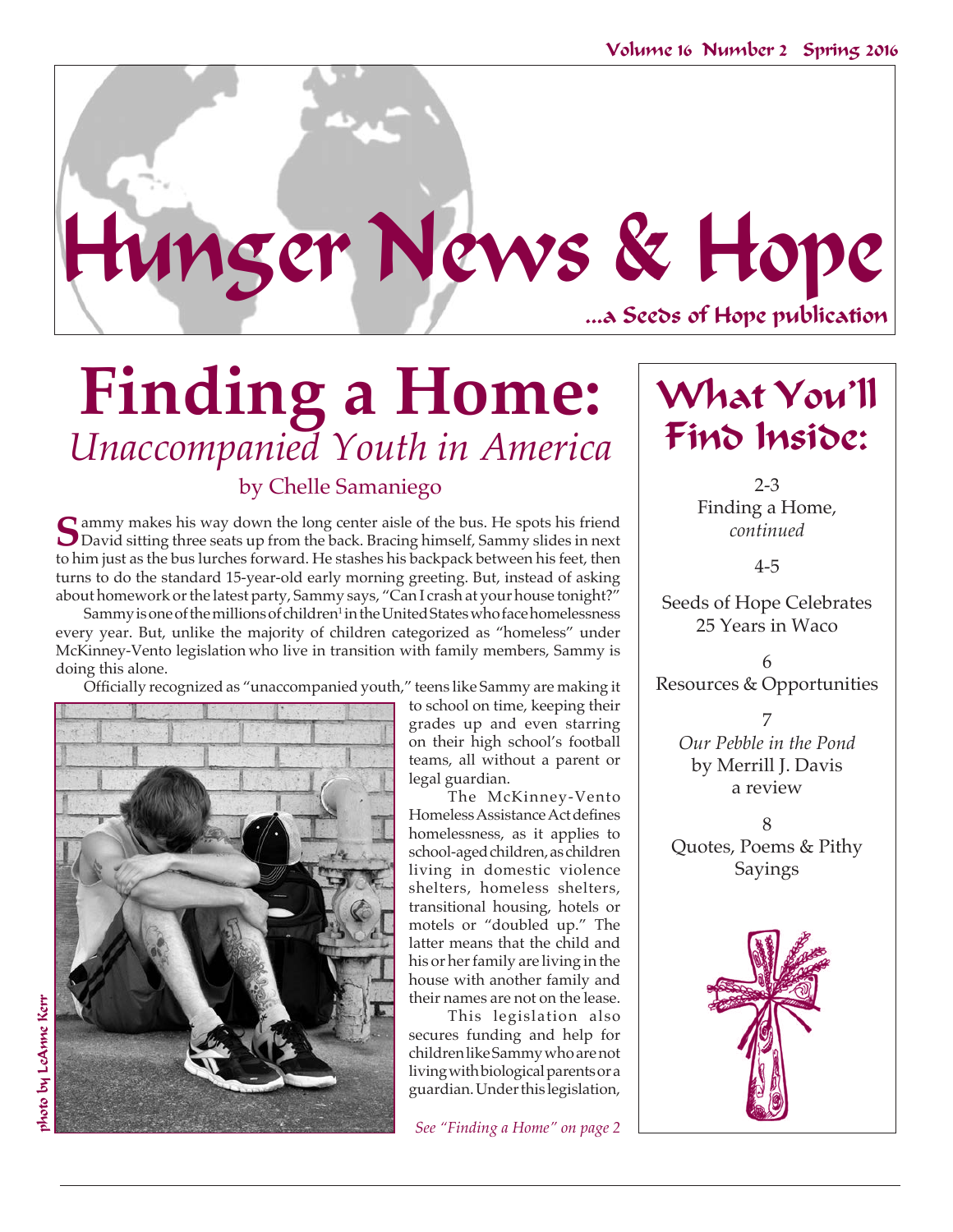# Hunger News & Hope

...a Seeds of Hope publication

Volume 16 Number 2 Spring 2016

# Finding a Home:

## *Unaccompanied Youth in America*

by Chelle Samaniego

Sammy makes his way down the long center aisle of the bus. He spots his friend David sitting three seats up from the back. Bracing himself, Sammy slides in next to him just as the bus lurches forward. He stashes his backpack between his feet, then turns to do the standard 15-year-old early morning greeting. But, instead of asking about homework or the latest party, Sammy says, "Can I crash at your house tonight?"

Sammy is one of the millions of children[1] in the United States who face homelessness every year. But, unlike the majority of children categorized as "homeless" under McKinney-Vento legislation who live in transition with family members, Sammy is doing this alone.

Officially recognized as "unaccompanied youth," teens like Sammy are making it to school on time, keeping their grades up and even starring on their high school's football teams, all without a parent or legal guardian.

The McKinney-Vento Homeless Assistance Act defines homelessness, as it applies to school-aged children, as children living in domestic violence shelters, homeless shelters, transitional housing, hotels or motels or "doubled up." The latter means that the child and his or her family are living in the house with another family and their names are not on the lease.

This legislation also secures funding and help for children like Sammy who are not living with biological parents or a guardian. Under this legislation,

*See "Finding a Home" on page 2*

photo by LeAnne Kerr

## What You'll Find Inside:

2-3
Finding a Home, *continued*

4-5
Seeds of Hope Celebrates 25 Years in Waco

6
Resources & Opportunities

7
*Our Pebble in the Pond* by Merrill J. Davis a review

8
Quotes, Poems & Pithy Sayings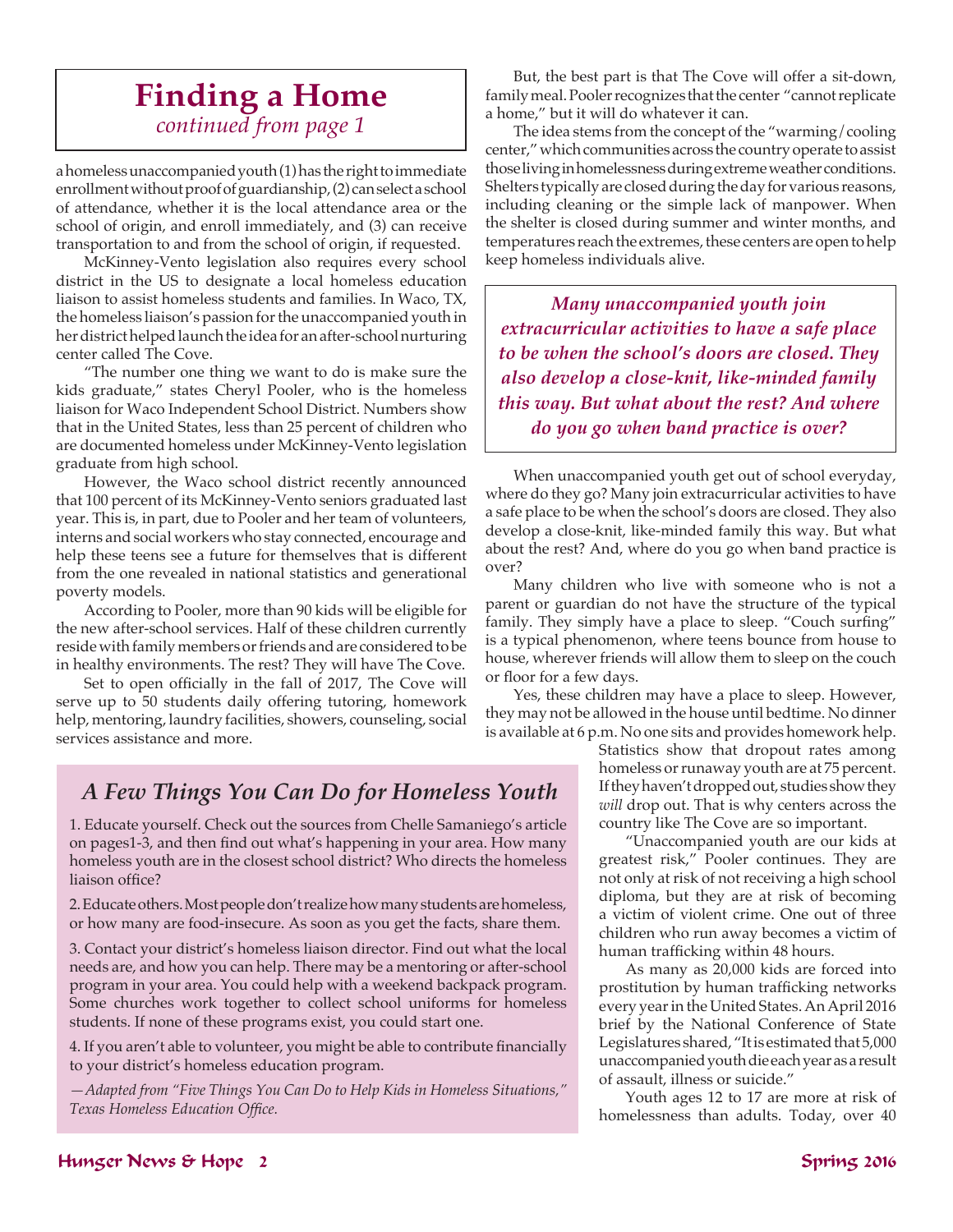# Finding a Home

*continued from page 1*

a homeless unaccompanied youth (1) has the right to immediate enrollment without proof of guardianship, (2) can select a school of attendance, whether it is the local attendance area or the school of origin, and enroll immediately, and (3) can receive transportation to and from the school of origin, if requested.

McKinney-Vento legislation also requires every school district in the US to designate a local homeless education liaison to assist homeless students and families. In Waco, TX, the homeless liaison's passion for the unaccompanied youth in her district helped launch the idea for an after-school nurturing center called The Cove.

"The number one thing we want to do is make sure the kids graduate," states Cheryl Pooler, who is the homeless liaison for Waco Independent School District. Numbers show that in the United States, less than 25 percent of children who are documented homeless under McKinney-Vento legislation graduate from high school.

However, the Waco school district recently announced that 100 percent of its McKinney-Vento seniors graduated last year. This is, in part, due to Pooler and her team of volunteers, interns and social workers who stay connected, encourage and help these teens see a future for themselves that is different from the one revealed in national statistics and generational poverty models.

According to Pooler, more than 90 kids will be eligible for the new after-school services. Half of these children currently reside with family members or friends and are considered to be in healthy environments. The rest? They will have The Cove.

Set to open officially in the fall of 2017, The Cove will serve up to 50 students daily offering tutoring, homework help, mentoring, laundry facilities, showers, counseling, social services assistance and more.

But, the best part is that The Cove will offer a sit-down, family meal. Pooler recognizes that the center "cannot replicate a home," but it will do whatever it can.

The idea stems from the concept of the "warming/cooling center," which communities across the country operate to assist those living in homelessness during extreme weather conditions. Shelters typically are closed during the day for various reasons, including cleaning or the simple lack of manpower. When the shelter is closed during summer and winter months, and temperatures reach the extremes, these centers are open to help keep homeless individuals alive.

> ***Many unaccompanied youth join extracurricular activities to have a safe place to be when the school's doors are closed. They also develop a close-knit, like-minded family this way. But what about the rest? And where do you go when band practice is over?***

When unaccompanied youth get out of school everyday, where do they go? Many join extracurricular activities to have a safe place to be when the school's doors are closed. They also develop a close-knit, like-minded family this way. But what about the rest? And, where do you go when band practice is over?

Many children who live with someone who is not a parent or guardian do not have the structure of the typical family. They simply have a place to sleep. "Couch surfing" is a typical phenomenon, where teens bounce from house to house, wherever friends will allow them to sleep on the couch or floor for a few days.

Yes, these children may have a place to sleep. However, they may not be allowed in the house until bedtime. No dinner is available at 6 p.m. No one sits and provides homework help. Statistics show that dropout rates among homeless or runaway youth are at 75 percent. If they haven't dropped out, studies show they *will* drop out. That is why centers across the country like The Cove are so important.

"Unaccompanied youth are our kids at greatest risk," Pooler continues. They are not only at risk of not receiving a high school diploma, but they are at risk of becoming a victim of violent crime. One out of three children who runs away becomes a victim of human trafficking within 48 hours.

As many as 20,000 kids are forced into prostitution by human trafficking networks every year in the United States. An April 2016 brief by the National Conference of State Legislatures shared, "It is estimated that 5,000 unaccompanied youth die each year as a result of assault, illness or suicide."

Youth ages 12 to 17 are more at risk of homelessness than adults. Today, over 40

## *A Few Things You Can Do for Homeless Youth*

1. Educate yourself. Check out the sources from Chelle Samaniego's article on pages1-3, and then find out what's happening in your area. How many homeless youth are in the closest school district? Who directs the homeless liaison office?

2. Educate others. Most people don't realize how many students are homeless, or how many are food-insecure. As soon as you get the facts, share them.

3. Contact your district's homeless liaison director. Find out what the local needs are, and how you can help. There may be a mentoring or after-school program in your area. You could help with a weekend backpack program. Some churches work together to collect school uniforms for homeless students. If none of these programs exist, you could start one.

4. If you aren't able to volunteer, you might be able to contribute financially to your district's homeless education program.

*—Adapted from "Five Things You Can Do to Help Kids in Homeless Situations," Texas Homeless Education Office.*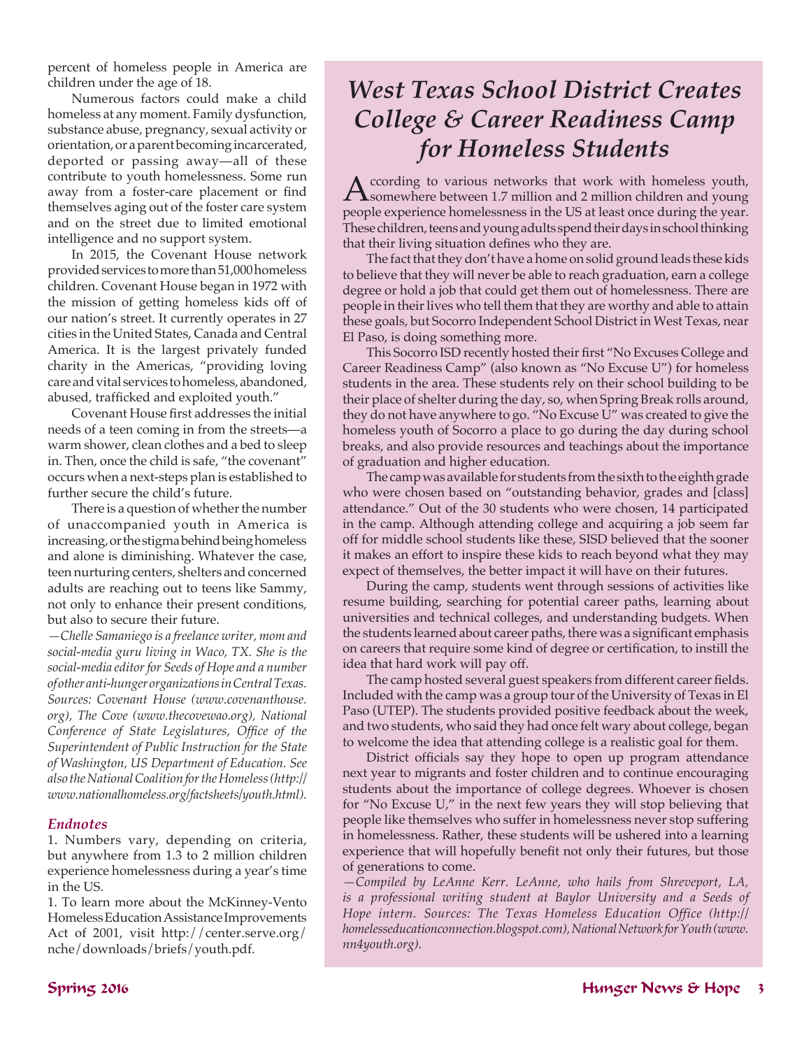percent of homeless people in America are children under the age of 18.

Numerous factors could make a child homeless at any moment. Family dysfunction, substance abuse, pregnancy, sexual activity or orientation, or a parent becoming incarcerated, deported or passing away—all of these contribute to youth homelessness. Some run away from a foster-care placement or find themselves aging out of the foster care system and on the street due to limited emotional intelligence and no support system.

In 2015, the Covenant House network provided services to more than 51,000 homeless children. Covenant House began in 1972 with the mission of getting homeless kids off of our nation's street. It currently operates in 27 cities in the United States, Canada and Central America. It is the largest privately funded charity in the Americas, "providing loving care and vital services to homeless, abandoned, abused, trafficked and exploited youth."

Covenant House first addresses the initial needs of a teen coming in from the streets—a warm shower, clean clothes and a bed to sleep in. Then, once the child is safe, "the covenant" occurs when a next-steps plan is established to further secure the child's future.

There is a question of whether the number of unaccompanied youth in America is increasing, or the stigma behind being homeless and alone is diminishing. Whatever the case, teen nurturing centers, shelters and concerned adults are reaching out to teens like Sammy, not only to enhance their present conditions, but also to secure their future.

*—Chelle Samaniego is a freelance writer, mom and social-media guru living in Waco, TX. She is the social-media editor for Seeds of Hope and a number of other anti-hunger organizations in Central Texas. Sources: Covenant House (www.covenanthouse.org), The Cove (www.thecovewao.org), National Conference of State Legislatures, Office of the Superintendent of Public Instruction for the State of Washington, US Department of Education. See also the National Coalition for the Homeless (http://www.nationalhomeless.org/factsheets/youth.html).*

### *Endnotes*

1. Numbers vary, depending on criteria, but anywhere from 1.3 to 2 million children experience homelessness during a year's time in the US.

1. To learn more about the McKinney-Vento Homeless Education Assistance Improvements Act of 2001, visit http://center.serve.org/nche/downloads/briefs/youth.pdf.

# *West Texas School District Creates College & Career Readiness Camp for Homeless Students*

According to various networks that work with homeless youth, somewhere between 1.7 million and 2 million children and young people experience homelessness in the US at least once during the year. These children, teens and young adults spend their days in school thinking that their living situation defines who they are.

The fact that they don't have a home on solid ground leads these kids to believe that they will never be able to reach graduation, earn a college degree or hold a job that could get them out of homelessness. There are people in their lives who tell them that they are worthy and able to attain these goals, but Socorro Independent School District in West Texas, near El Paso, is doing something more.

This Socorro ISD recently hosted their first "No Excuses College and Career Readiness Camp" (also known as "No Excuse U") for homeless students in the area. These students rely on their school building to be their place of shelter during the day, so, when Spring Break rolls around, they do not have anywhere to go. "No Excuse U" was created to give the homeless youth of Socorro a place to go during the day during school breaks, and also provide resources and teachings about the importance of graduation and higher education.

The camp was available for students from the sixth to the eighth grade who were chosen based on "outstanding behavior, grades and [class] attendance." Out of the 30 students who were chosen, 14 participated in the camp. Although attending college and acquiring a job seem far off for middle school students like these, SISD believed that the sooner it makes an effort to inspire these kids to reach beyond what they may expect of themselves, the better impact it will have on their futures.

During the camp, students went through sessions of activities like resume building, searching for potential career paths, learning about universities and technical colleges, and understanding budgets. When the students learned about career paths, there was a significant emphasis on careers that require some kind of degree or certification, to instill the idea that hard work will pay off.

The camp hosted several guest speakers from different career fields. Included with the camp was a group tour of the University of Texas in El Paso (UTEP). The students provided positive feedback about the week, and two students, who said they had once felt wary about college, began to welcome the idea that attending college is a realistic goal for them.

District officials say they hope to open up program attendance next year to migrants and foster children and to continue encouraging students about the importance of college degrees. Whoever is chosen for "No Excuse U," in the next few years they will stop believing that people like themselves who suffer in homelessness never stop suffering in homelessness. Rather, these students will be ushered into a learning experience that will hopefully benefit not only their futures, but those of generations to come.

*—Compiled by LeAnne Kerr. LeAnne, who hails from Shreveport, LA, is a professional writing student at Baylor University and a Seeds of Hope intern. Sources: The Texas Homeless Education Office (http://homelesseducationconnection.blogspot.com), National Network for Youth (www.nn4youth.org).*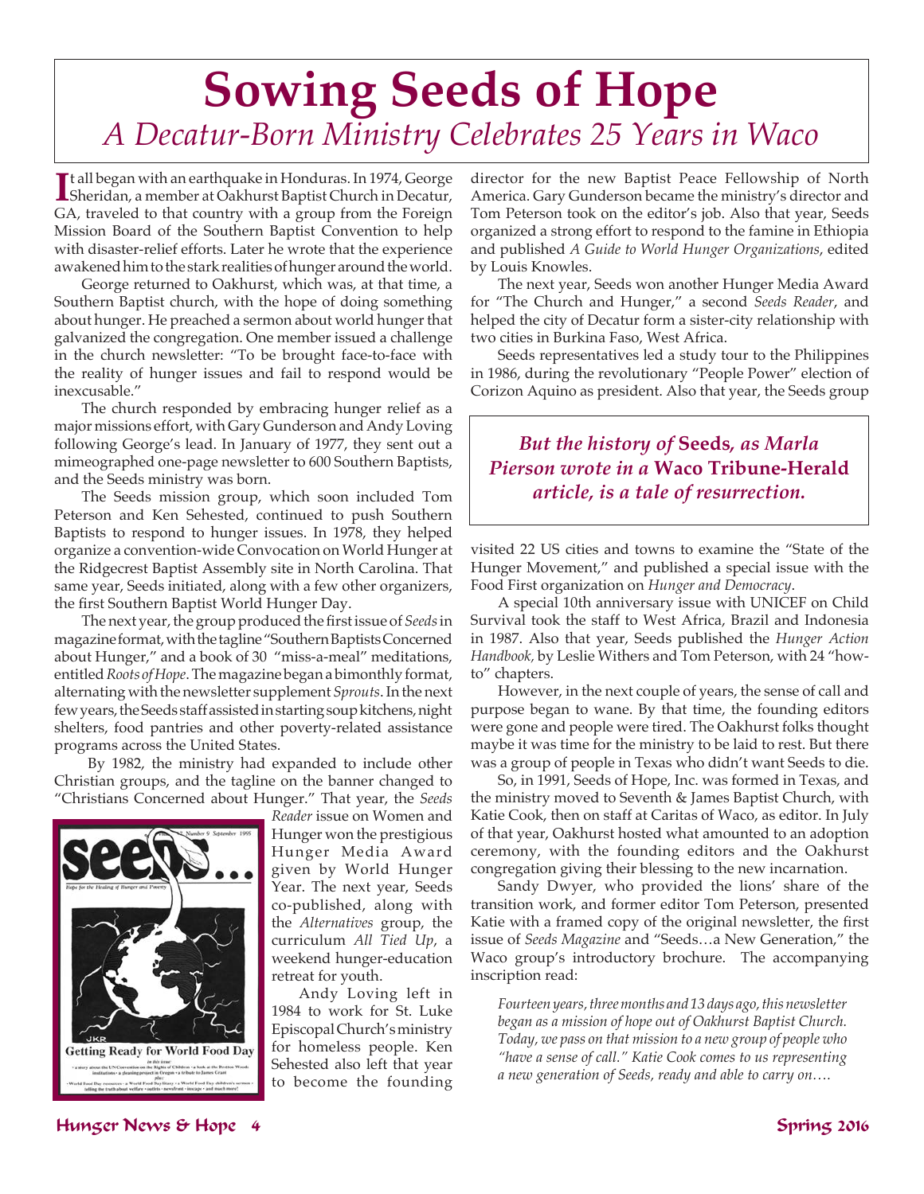# Sowing Seeds of Hope

*A Decatur-Born Ministry Celebrates 25 Years in Waco*

It all began with an earthquake in Honduras. In 1974, George Sheridan, a member at Oakhurst Baptist Church in Decatur, GA, traveled to that country with a group from the Foreign Mission Board of the Southern Baptist Convention to help with disaster-relief efforts. Later he wrote that the experience awakened him to the stark realities of hunger around the world.

George returned to Oakhurst, which was, at that time, a Southern Baptist church, with the hope of doing something about hunger. He preached a sermon about world hunger that galvanized the congregation. One member issued a challenge in the church newsletter: "To be brought face-to-face with the reality of hunger issues and fail to respond would be inexcusable."

The church responded by embracing hunger relief as a major missions effort, with Gary Gunderson and Andy Loving following George's lead. In January of 1977, they sent out a mimeographed one-page newsletter to 600 Southern Baptists, and the Seeds ministry was born.

The Seeds mission group, which soon included Tom Peterson and Ken Sehested, continued to push Southern Baptists to respond to hunger issues. In 1978, they helped organize a convention-wide Convocation on World Hunger at the Ridgecrest Baptist Assembly site in North Carolina. That same year, Seeds initiated, along with a few other organizers, the first Southern Baptist World Hunger Day.

The next year, the group produced the first issue of *Seeds* in magazine format, with the tagline "Southern Baptists Concerned about Hunger," and a book of 30 "miss-a-meal" meditations, entitled *Roots of Hope*. The magazine began a bimonthly format, alternating with the newsletter supplement *Sprouts*. In the next few years, the Seeds staff assisted in starting soup kitchens, night shelters, food pantries and other poverty-related assistance programs across the United States.

By 1982, the ministry had expanded to include other Christian groups, and the tagline on the banner changed to "Christians Concerned about Hunger." That year, the *Seeds Reader* issue on Women and Hunger won the prestigious Hunger Media Award given by World Hunger Year. The next year, Seeds co-published, along with the *Alternatives* group, the curriculum *All Tied Up*, a weekend hunger-education retreat for youth.

Andy Loving left in 1984 to work for St. Luke Episcopal Church's ministry for homeless people. Ken Sehested also left that year to become the founding director for the new Baptist Peace Fellowship of North America. Gary Gunderson became the ministry's director and Tom Peterson took on the editor's job. Also that year, Seeds organized a strong effort to respond to the famine in Ethiopia and published *A Guide to World Hunger Organizations*, edited by Louis Knowles.

The next year, Seeds won another Hunger Media Award for "The Church and Hunger," a second *Seeds Reader*, and helped the city of Decatur form a sister-city relationship with two cities in Burkina Faso, West Africa.

Seeds representatives led a study tour to the Philippines in 1986, during the revolutionary "People Power" election of Corizon Aquino as president. Also that year, the Seeds group visited 22 US cities and towns to examine the "State of the Hunger Movement," and published a special issue with the Food First organization on *Hunger and Democracy*.

> ***But the history of* Seeds*, as Marla Pierson wrote in a* Waco Tribune-Herald *article, is a tale of resurrection.***

A special 10th anniversary issue with UNICEF on Child Survival took the staff to West Africa, Brazil and Indonesia in 1987. Also that year, Seeds published the *Hunger Action Handbook,* by Leslie Withers and Tom Peterson, with 24 "how-to" chapters.

However, in the next couple of years, the sense of call and purpose began to wane. By that time, the founding editors were gone and people were tired. The Oakhurst folks thought maybe it was time for the ministry to be laid to rest. But there was a group of people in Texas who didn't want Seeds to die.

So, in 1991, Seeds of Hope, Inc. was formed in Texas, and the ministry moved to Seventh & James Baptist Church, with Katie Cook, then on staff at Caritas of Waco, as editor. In July of that year, Oakhurst hosted what amounted to an adoption ceremony, with the founding editors and the Oakhurst congregation giving their blessing to the new incarnation.

Sandy Dwyer, who provided the lions' share of the transition work, and former editor Tom Peterson, presented Katie with a framed copy of the original newsletter, the first issue of *Seeds Magazine* and "Seeds…a New Generation," the Waco group's introductory brochure. The accompanying inscription read:

> *Fourteen years, three months and 13 days ago, this newsletter began as a mission of hope out of Oakhurst Baptist Church. Today, we pass on that mission to a new group of people who "have a sense of call." Katie Cook comes to us representing a new generation of Seeds, ready and able to carry on….*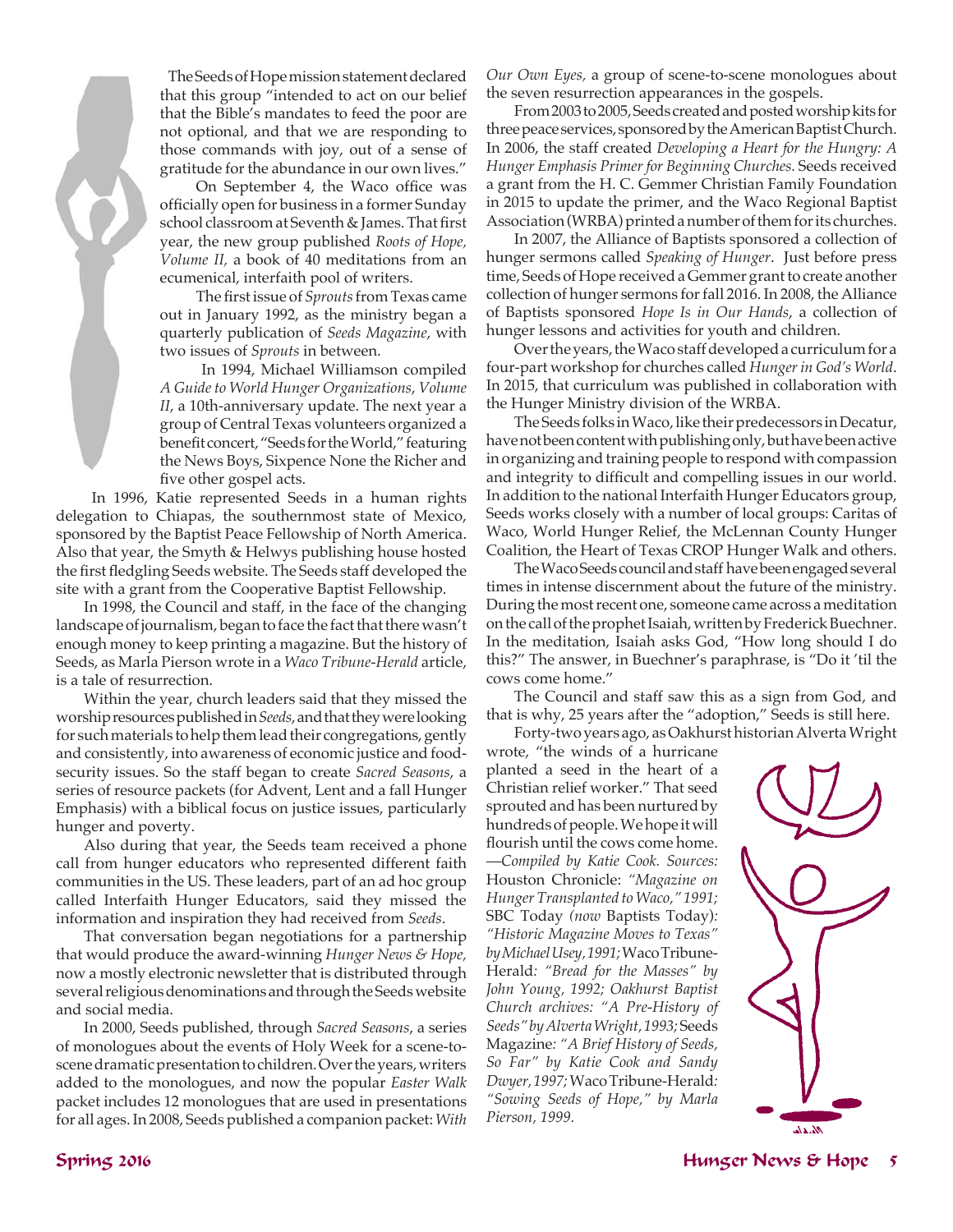The Seeds of Hope mission statement declared that this group "intended to act on our belief that the Bible's mandates to feed the poor are not optional, and that we are responding to those commands with joy, out of a sense of gratitude for the abundance in our own lives."

On September 4, the Waco office was officially open for business in a former Sunday school classroom at Seventh & James. That first year, the new group published *Roots of Hope, Volume II,* a book of 40 meditations from an ecumenical, interfaith pool of writers.

The first issue of *Sprouts* from Texas came out in January 1992, as the ministry began a quarterly publication of *Seeds Magazine*, with two issues of *Sprouts* in between.

In 1994, Michael Williamson compiled *A Guide to World Hunger Organizations*, *Volume II*, a 10th-anniversary update. The next year a group of Central Texas volunteers organized a benefit concert, "Seeds for the World," featuring the News Boys, Sixpence None the Richer and five other gospel acts.

In 1996, Katie represented Seeds in a human rights delegation to Chiapas, the southernmost state of Mexico, sponsored by the Baptist Peace Fellowship of North America. Also that year, the Smyth & Helwys publishing house hosted the first fledgling Seeds website. The Seeds staff developed the site with a grant from the Cooperative Baptist Fellowship.

In 1998, the Council and staff, in the face of the changing landscape of journalism, began to face the fact that there wasn't enough money to keep printing a magazine. But the history of Seeds, as Marla Pierson wrote in a *Waco Tribune-Herald* article, is a tale of resurrection.

Within the year, church leaders said that they missed the worship resources published in *Seeds*, and that they were looking for such materials to help them lead their congregations, gently and consistently, into awareness of economic justice and food-security issues. So the staff began to create *Sacred Seasons*, a series of resource packets (for Advent, Lent and a fall Hunger Emphasis) with a biblical focus on justice issues, particularly hunger and poverty.

Also during that year, the Seeds team received a phone call from hunger educators who represented different faith communities in the US. These leaders, part of an ad hoc group called Interfaith Hunger Educators, said they missed the information and inspiration they had received from *Seeds*.

That conversation began negotiations for a partnership that would produce the award-winning *Hunger News & Hope,* now a mostly electronic newsletter that is distributed through several religious denominations and through the Seeds website and social media.

In 2000, Seeds published, through *Sacred Seasons*, a series of monologues about the events of Holy Week for a scene-to-scene dramatic presentation to children. Over the years, writers added to the monologues, and now the popular *Easter Walk* packet includes 12 monologues that are used in presentations for all ages. In 2008, Seeds published a companion packet: *With Our Own Eyes,* a group of scene-to-scene monologues about the seven resurrection appearances in the gospels.

From 2003 to 2005, Seeds created and posted worship kits for three peace services, sponsored by the American Baptist Church. In 2006, the staff created *Developing a Heart for the Hungry: A Hunger Emphasis Primer for Beginning Churches.* Seeds received a grant from the H. C. Gemmer Christian Family Foundation in 2015 to update the primer, and the Waco Regional Baptist Association (WRBA) printed a number of them for its churches.

In 2007, the Alliance of Baptists sponsored a collection of hunger sermons called *Speaking of Hunger*. Just before press time, Seeds of Hope received a Gemmer grant to create another collection of hunger sermons for fall 2016. In 2008, the Alliance of Baptists sponsored *Hope Is in Our Hands*, a collection of hunger lessons and activities for youth and children.

Over the years, the Waco staff developed a curriculum for a four-part workshop for churches called *Hunger in God's World*. In 2015, that curriculum was published in collaboration with the Hunger Ministry division of the WRBA.

The Seeds folks in Waco, like their predecessors in Decatur, have not been content with publishing only, but have been active in organizing and training people to respond with compassion and integrity to difficult and compelling issues in our world. In addition to the national Interfaith Hunger Educators group, Seeds works closely with a number of local groups: Caritas of Waco, World Hunger Relief, the McLennan County Hunger Coalition, the Heart of Texas CROP Hunger Walk and others.

The Waco Seeds council and staff have been engaged several times in intense discernment about the future of the ministry. During the most recent one, someone came across a meditation on the call of the prophet Isaiah, written by Frederick Buechner. In the meditation, Isaiah asks God, "How long should I do this?" The answer, in Buechner's paraphrase, is "Do it 'til the cows come home."

The Council and staff saw this as a sign from God, and that is why, 25 years after the "adoption," Seeds is still here.

Forty-two years ago, as Oakhurst historian Alverta Wright wrote, "the winds of a hurricane planted a seed in the heart of a Christian relief worker." That seed sprouted and has been nurtured by hundreds of people. We hope it will flourish until the cows come home. —*Compiled by Katie Cook. Sources:* Houston Chronicle: *"Magazine on Hunger Transplanted to Waco," 1991;* SBC Today *(now* Baptists Today*): "Historic Magazine Moves to Texas" by Michael Usey, 1991;* Waco Tribune-Herald*: "Bread for the Masses" by John Young, 1992; Oakhurst Baptist Church archives: "A Pre-History of Seeds" by Alverta Wright, 1993;* Seeds Magazine*: "A Brief History of Seeds, So Far" by Katie Cook and Sandy Dwyer, 1997;* Waco Tribune-Herald*: "Sowing Seeds of Hope," by Marla Pierson, 1999.*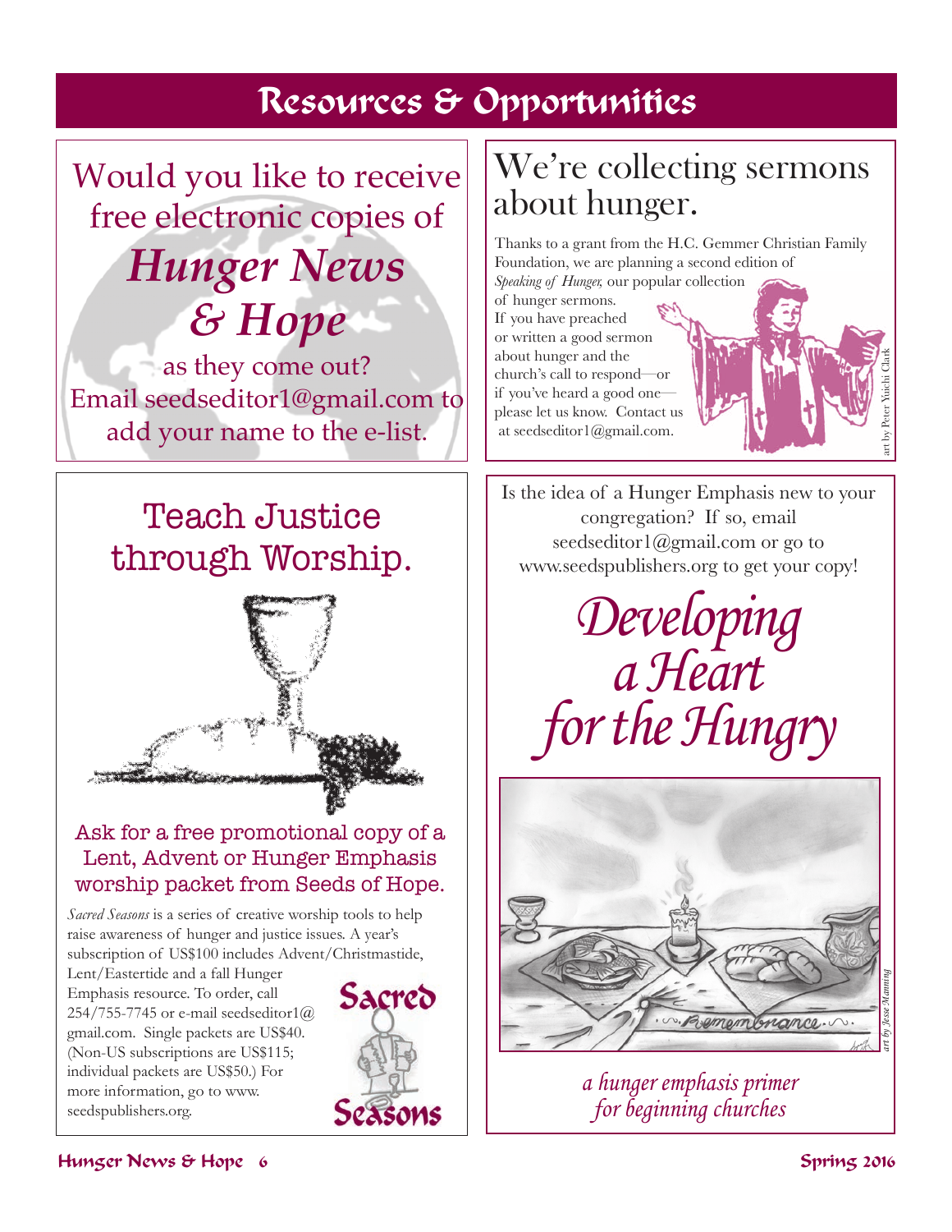# Resources & Opportunities

## Would you like to receive free electronic copies of *Hunger News & Hope* as they come out?

Email seedseditor1@gmail.com to add your name to the e-list.

## Teach Justice through Worship.

### Ask for a free promotional copy of a Lent, Advent or Hunger Emphasis worship packet from Seeds of Hope.

*Sacred Seasons* is a series of creative worship tools to help raise awareness of hunger and justice issues. A year's subscription of US$100 includes Advent/Christmastide, Lent/Eastertide and a fall Hunger Emphasis resource. To order, call 254/755-7745 or e-mail seedseditor1@gmail.com. Single packets are US$40. (Non-US subscriptions are US$115; individual packets are US$50.) For more information, go to www.seedspublishers.org.

Sacred Seasons

## We're collecting sermons about hunger.

Thanks to a grant from the H.C. Gemmer Christian Family Foundation, we are planning a second edition of *Speaking of Hunger,* our popular collection of hunger sermons. If you have preached or written a good sermon about hunger and the church's call to respond—or if you've heard a good one—please let us know. Contact us at seedseditor1@gmail.com.

art by Peter Yuichi Clark

Is the idea of a Hunger Emphasis new to your congregation? If so, email seedseditor1@gmail.com or go to www.seedspublishers.org to get your copy!

## *Developing a Heart for the Hungry*

art by Jesse Manning

*a hunger emphasis primer for beginning churches*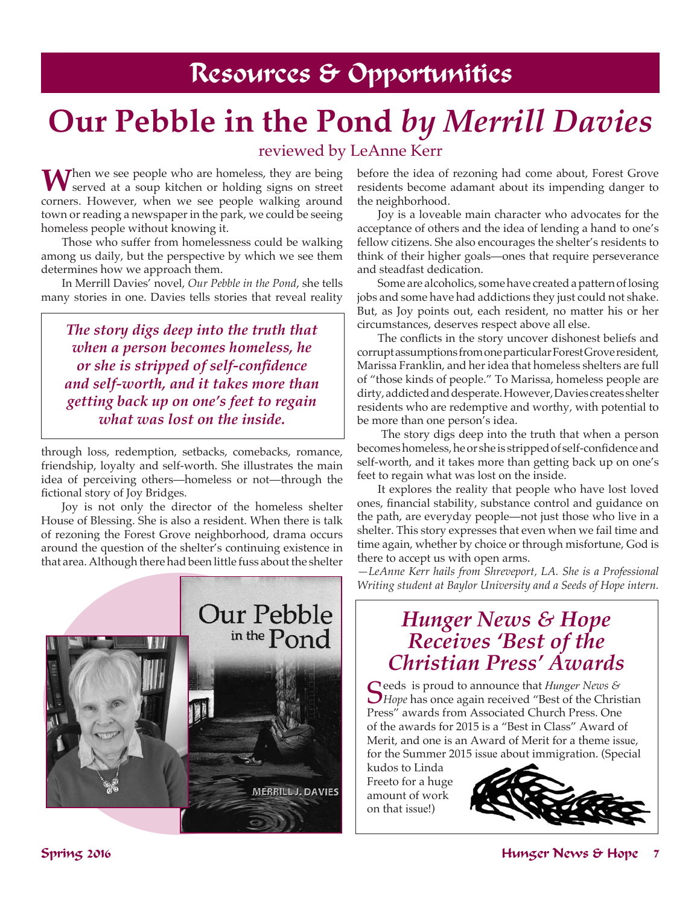## Resources & Opportunities

# Our Pebble in the Pond *by Merrill Davies*

reviewed by LeAnne Kerr

When we see people who are homeless, they are being served at a soup kitchen or holding signs on street corners. However, when we see people walking around town or reading a newspaper in the park, we could be seeing homeless people without knowing it.

Those who suffer from homelessness could be walking among us daily, but the perspective by which we see them determines how we approach them.

In Merrill Davies' novel, *Our Pebble in the Pond*, she tells many stories in one. Davies tells stories that reveal reality through loss, redemption, setbacks, comebacks, romance, friendship, loyalty and self-worth. She illustrates the main idea of perceiving others—homeless or not—through the fictional story of Joy Bridges.

> ***The story digs deep into the truth that when a person becomes homeless, he or she is stripped of self-confidence and self-worth, and it takes more than getting back up on one's feet to regain what was lost on the inside.***

Joy is not only the director of the homeless shelter House of Blessing. She is also a resident. When there is talk of rezoning the Forest Grove neighborhood, drama occurs around the question of the shelter's continuing existence in that area. Although there had been little fuss about the shelter before the idea of rezoning had come about, Forest Grove residents become adamant about its impending danger to the neighborhood.

Joy is a loveable main character who advocates for the acceptance of others and the idea of lending a hand to one's fellow citizens. She also encourages the shelter's residents to think of their higher goals—ones that require perseverance and steadfast dedication.

Some are alcoholics, some have created a pattern of losing jobs and some have had addictions they just could not shake. But, as Joy points out, each resident, no matter his or her circumstances, deserves respect above all else.

The conflicts in the story uncover dishonest beliefs and corrupt assumptions from one particular Forest Grove resident, Marissa Franklin, and her idea that homeless shelters are full of "those kinds of people." To Marissa, homeless people are dirty, addicted and desperate. However, Davies creates shelter residents who are redemptive and worthy, with potential to be more than one person's idea.

The story digs deep into the truth that when a person becomes homeless, he or she is stripped of self-confidence and self-worth, and it takes more than getting back up on one's feet to regain what was lost on the inside.

It explores the reality that people who have lost loved ones, financial stability, substance control and guidance on the path, are everyday people—not just those who live in a shelter. This story expresses that even when we fail time and time again, whether by choice or through misfortune, God is there to accept us with open arms.

*—LeAnne Kerr hails from Shreveport, LA. She is a Professional Writing student at Baylor University and a Seeds of Hope intern.*

## *Hunger News & Hope Receives 'Best of the Christian Press' Awards*

Seeds is proud to announce that *Hunger News & Hope* has once again received "Best of the Christian Press" awards from Associated Church Press. One of the awards for 2015 is a "Best in Class" Award of Merit, and one is an Award of Merit for a theme issue, for the Summer 2015 issue about immigration. (Special kudos to Linda Freeto for a huge amount of work on that issue!)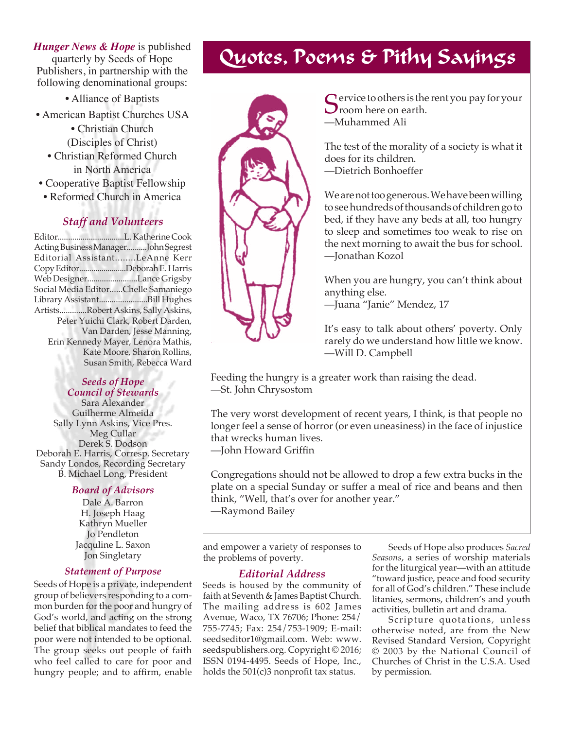***Hunger News & Hope*** is published quarterly by Seeds of Hope Publishers, in partnership with the following denominational groups:

- Alliance of Baptists
- American Baptist Churches USA
- Christian Church (Disciples of Christ)
- Christian Reformed Church in North America
- Cooperative Baptist Fellowship
- Reformed Church in America

### *Staff and Volunteers*

Editor................................L. Katherine Cook
Acting Business Manager..........John Segrest
Editorial Assistant........LeAnne Kerr
Copy Editor.......................Deborah E. Harris
Web Designer........................Lance Grigsby
Social Media Editor......Chelle Samaniego
Library Assistant.......................Bill Hughes
Artists.............Robert Askins, Sally Askins, Peter Yuichi Clark, Robert Darden, Van Darden, Jesse Manning, Erin Kennedy Mayer, Lenora Mathis, Kate Moore, Sharon Rollins, Susan Smith, Rebecca Ward

### *Seeds of Hope Council of Stewards*

Sara Alexander
Guilherme Almeida
Sally Lynn Askins, Vice Pres.
Meg Cullar
Derek S. Dodson
Deborah E. Harris, Corresp. Secretary
Sandy Londos, Recording Secretary
B. Michael Long, President

### *Board of Advisors*

Dale A. Barron
H. Joseph Haag
Kathryn Mueller
Jo Pendleton
Jacquline L. Saxon
Jon Singletary

### *Statement of Purpose*

Seeds of Hope is a private, independent group of believers responding to a common burden for the poor and hungry of God's world, and acting on the strong belief that biblical mandates to feed the poor were not intended to be optional. The group seeks out people of faith who feel called to care for poor and hungry people; and to affirm, enable and empower a variety of responses to the problems of poverty.

### *Editorial Address*

Seeds is housed by the community of faith at Seventh & James Baptist Church. The mailing address is 602 James Avenue, Waco, TX 76706; Phone: 254/ 755-7745; Fax: 254/753-1909; E-mail: seedseditor1@gmail.com. Web: www.seedspublishers.org. Copyright © 2016; ISSN 0194-4495. Seeds of Hope, Inc., holds the 501(c)3 nonprofit tax status.

Seeds of Hope also produces *Sacred Seasons*, a series of worship materials for the liturgical year—with an attitude "toward justice, peace and food security for all of God's children." These include litanies, sermons, children's and youth activities, bulletin art and drama.

Scripture quotations, unless otherwise noted, are from the New Revised Standard Version, Copyright © 2003 by the National Council of Churches of Christ in the U.S.A. Used by permission.

# Quotes, Poems & Pithy Sayings

Service to others is the rent you pay for your room here on earth.
—Muhammed Ali

The test of the morality of a society is what it does for its children.
—Dietrich Bonhoeffer

We are not too generous. We have been willing to see hundreds of thousands of children go to bed, if they have any beds at all, too hungry to sleep and sometimes too weak to rise on the next morning to await the bus for school.
—Jonathan Kozol

When you are hungry, you can't think about anything else.
—Juana "Janie" Mendez, 17

It's easy to talk about others' poverty. Only rarely do we understand how little we know.
—Will D. Campbell

Feeding the hungry is a greater work than raising the dead.
—St. John Chrysostom

The very worst development of recent years, I think, is that people no longer feel a sense of horror (or even uneasiness) in the face of injustice that wrecks human lives.
—John Howard Griffin

Congregations should not be allowed to drop a few extra bucks in the plate on a special Sunday or suffer a meal of rice and beans and then think, "Well, that's over for another year."
—Raymond Bailey